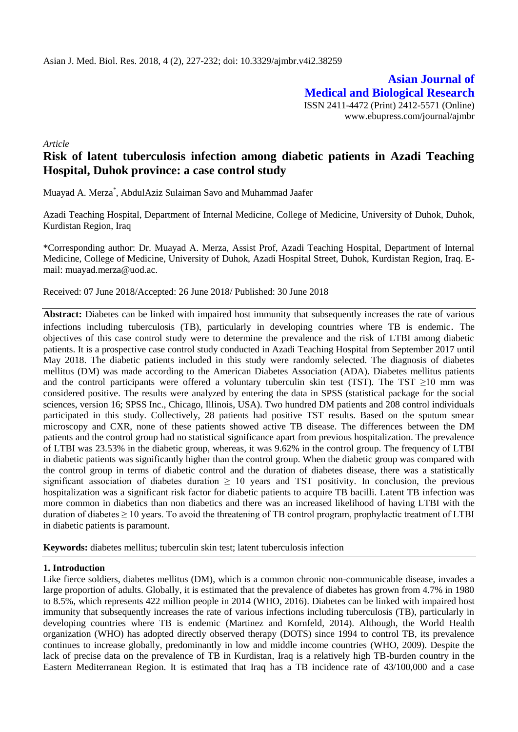Asian J. Med. Biol. Res. 2018, 4 (2), 227-232; doi: 10.3329/ajmbr.v4i2.38259

**Asian Journal of Medical and Biological Research**

ISSN 2411-4472 (Print) 2412-5571 (Online)
www.ebupress.com/journal/ajmbr

*Article*

# Risk of latent tuberculosis infection among diabetic patients in Azadi Teaching Hospital, Duhok province: a case control study

Muayad A. Merza*, AbdulAziz Sulaiman Savo and Muhammad Jaafer

Azadi Teaching Hospital, Department of Internal Medicine, College of Medicine, University of Duhok, Duhok, Kurdistan Region, Iraq

*Corresponding author: Dr. Muayad A. Merza, Assist Prof, Azadi Teaching Hospital, Department of Internal Medicine, College of Medicine, University of Duhok, Azadi Hospital Street, Duhok, Kurdistan Region, Iraq. E-mail: muayad.merza@uod.ac.

Received: 07 June 2018/Accepted: 26 June 2018/ Published: 30 June 2018

**Abstract:** Diabetes can be linked with impaired host immunity that subsequently increases the rate of various infections including tuberculosis (TB), particularly in developing countries where TB is endemic. The objectives of this case control study were to determine the prevalence and the risk of LTBI among diabetic patients. It is a prospective case control study conducted in Azadi Teaching Hospital from September 2017 until May 2018. The diabetic patients included in this study were randomly selected. The diagnosis of diabetes mellitus (DM) was made according to the American Diabetes Association (ADA). Diabetes mellitus patients and the control participants were offered a voluntary tuberculin skin test (TST). The TST $\geq$10 mm was considered positive. The results were analyzed by entering the data in SPSS (statistical package for the social sciences, version 16; SPSS Inc., Chicago, Illinois, USA). Two hundred DM patients and 208 control individuals participated in this study. Collectively, 28 patients had positive TST results. Based on the sputum smear microscopy and CXR, none of these patients showed active TB disease. The differences between the DM patients and the control group had no statistical significance apart from previous hospitalization. The prevalence of LTBI was 23.53% in the diabetic group, whereas, it was 9.62% in the control group. The frequency of LTBI in diabetic patients was significantly higher than the control group. When the diabetic group was compared with the control group in terms of diabetic control and the duration of diabetes disease, there was a statistically significant association of diabetes duration $\geq$ 10 years and TST positivity. In conclusion, the previous hospitalization was a significant risk factor for diabetic patients to acquire TB bacilli. Latent TB infection was more common in diabetics than non diabetics and there was an increased likelihood of having LTBI with the duration of diabetes $\geq$ 10 years. To avoid the threatening of TB control program, prophylactic treatment of LTBI in diabetic patients is paramount.

**Keywords:** diabetes mellitus; tuberculin skin test; latent tuberculosis infection

## 1. Introduction

Like fierce soldiers, diabetes mellitus (DM), which is a common chronic non-communicable disease, invades a large proportion of adults. Globally, it is estimated that the prevalence of diabetes has grown from 4.7% in 1980 to 8.5%, which represents 422 million people in 2014 (WHO, 2016). Diabetes can be linked with impaired host immunity that subsequently increases the rate of various infections including tuberculosis (TB), particularly in developing countries where TB is endemic (Martinez and Kornfeld, 2014). Although, the World Health organization (WHO) has adopted directly observed therapy (DOTS) since 1994 to control TB, its prevalence continues to increase globally, predominantly in low and middle income countries (WHO, 2009). Despite the lack of precise data on the prevalence of TB in Kurdistan, Iraq is a relatively high TB-burden country in the Eastern Mediterranean Region. It is estimated that Iraq has a TB incidence rate of 43/100,000 and a case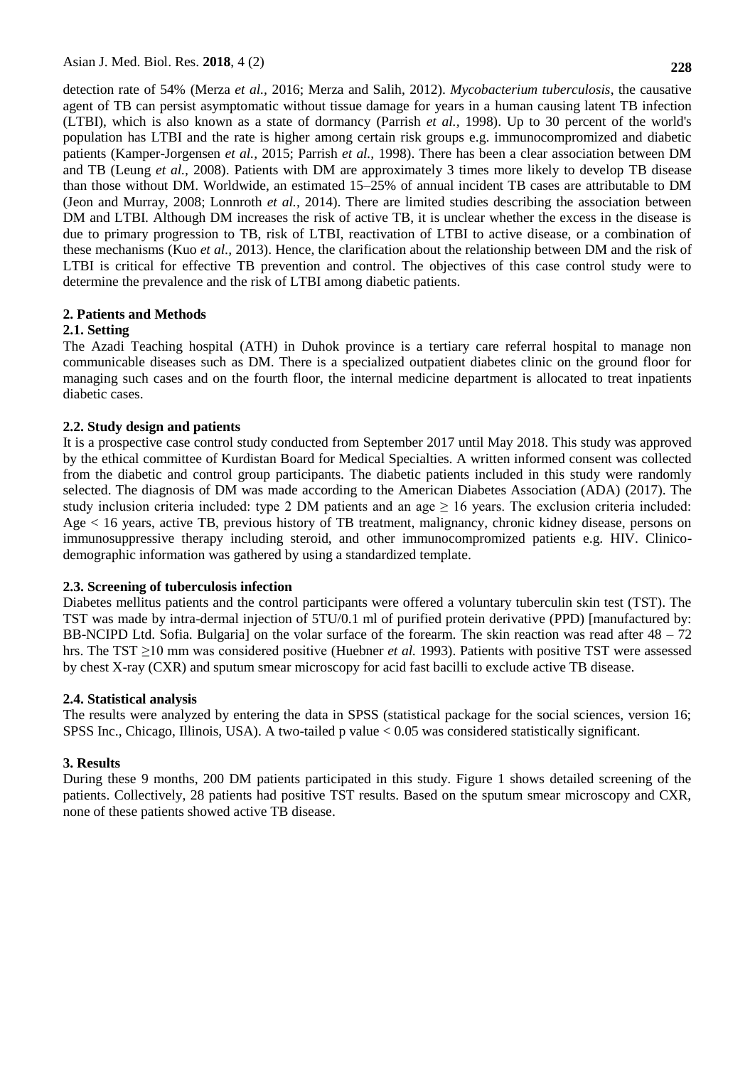detection rate of 54% (Merza *et al.,* 2016; Merza and Salih, 2012). *Mycobacterium tuberculosis*, the causative agent of TB can persist asymptomatic without tissue damage for years in a human causing latent TB infection (LTBI), which is also known as a state of dormancy (Parrish *et al.,* 1998). Up to 30 percent of the world's population has LTBI and the rate is higher among certain risk groups e.g. immunocompromized and diabetic patients (Kamper-Jorgensen *et al.,* 2015; Parrish *et al.,* 1998). There has been a clear association between DM and TB (Leung *et al.,* 2008). Patients with DM are approximately 3 times more likely to develop TB disease than those without DM. Worldwide, an estimated 15–25% of annual incident TB cases are attributable to DM (Jeon and Murray, 2008; Lonnroth *et al.,* 2014). There are limited studies describing the association between DM and LTBI. Although DM increases the risk of active TB, it is unclear whether the excess in the disease is due to primary progression to TB, risk of LTBI, reactivation of LTBI to active disease, or a combination of these mechanisms (Kuo *et al.,* 2013). Hence, the clarification about the relationship between DM and the risk of LTBI is critical for effective TB prevention and control. The objectives of this case control study were to determine the prevalence and the risk of LTBI among diabetic patients.

## 2. Patients and Methods

### 2.1. Setting

The Azadi Teaching hospital (ATH) in Duhok province is a tertiary care referral hospital to manage non communicable diseases such as DM. There is a specialized outpatient diabetes clinic on the ground floor for managing such cases and on the fourth floor, the internal medicine department is allocated to treat inpatients diabetic cases.

### 2.2. Study design and patients

It is a prospective case control study conducted from September 2017 until May 2018. This study was approved by the ethical committee of Kurdistan Board for Medical Specialties. A written informed consent was collected from the diabetic and control group participants. The diabetic patients included in this study were randomly selected. The diagnosis of DM was made according to the American Diabetes Association (ADA) (2017). The study inclusion criteria included: type 2 DM patients and an age $\geq$ 16 years. The exclusion criteria included: Age < 16 years, active TB, previous history of TB treatment, malignancy, chronic kidney disease, persons on immunosuppressive therapy including steroid, and other immunocompromized patients e.g. HIV. Clinico-demographic information was gathered by using a standardized template.

### 2.3. Screening of tuberculosis infection

Diabetes mellitus patients and the control participants were offered a voluntary tuberculin skin test (TST). The TST was made by intra-dermal injection of 5TU/0.1 ml of purified protein derivative (PPD) [manufactured by: BB-NCIPD Ltd. Sofia. Bulgaria] on the volar surface of the forearm. The skin reaction was read after 48 – 72 hrs. The TST $\geq$10 mm was considered positive (Huebner *et al.* 1993). Patients with positive TST were assessed by chest X-ray (CXR) and sputum smear microscopy for acid fast bacilli to exclude active TB disease.

### 2.4. Statistical analysis

The results were analyzed by entering the data in SPSS (statistical package for the social sciences, version 16; SPSS Inc., Chicago, Illinois, USA). A two-tailed p value < 0.05 was considered statistically significant.

## 3. Results

During these 9 months, 200 DM patients participated in this study. Figure 1 shows detailed screening of the patients. Collectively, 28 patients had positive TST results. Based on the sputum smear microscopy and CXR, none of these patients showed active TB disease.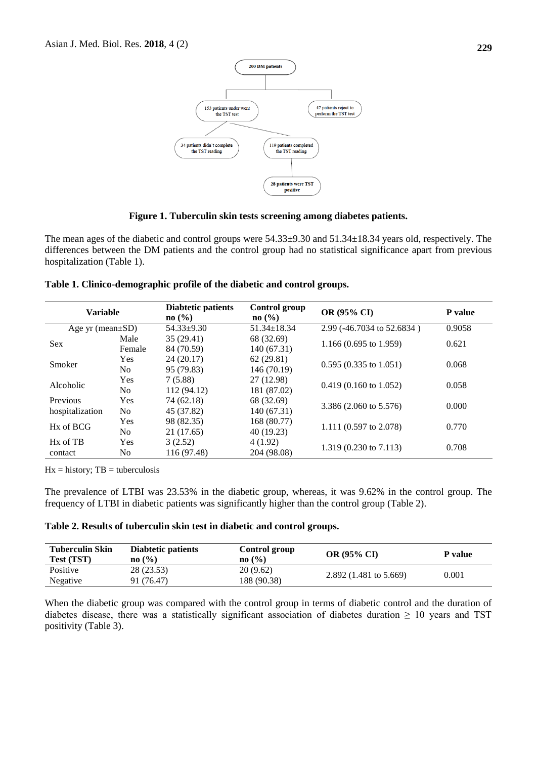**Figure 1. Tuberculin skin tests screening among diabetes patients.**

The mean ages of the diabetic and control groups were 54.33±9.30 and 51.34±18.34 years old, respectively. The differences between the DM patients and the control group had no statistical significance apart from previous hospitalization (Table 1).

**Table 1. Clinico-demographic profile of the diabetic and control groups.**

| Variable | | Diabtetic patients no (%) | Control group no (%) | OR (95% CI) | P value |
|---|---|---|---|---|---|
| Age yr (mean±SD) | | 54.33±9.30 | 51.34±18.34 | 2.99 (-46.7034 to 52.6834 ) | 0.9058 |
| Sex | Male | 35 (29.41) | 68 (32.69) | 1.166 (0.695 to 1.959) | 0.621 |
| | Female | 84 (70.59) | 140 (67.31) | | |
| Smoker | Yes | 24 (20.17) | 62 (29.81) | 0.595 (0.335 to 1.051) | 0.068 |
| | No | 95 (79.83) | 146 (70.19) | | |
| Alcoholic | Yes | 7 (5.88) | 27 (12.98) | 0.419 (0.160 to 1.052) | 0.058 |
| | No | 112 (94.12) | 181 (87.02) | | |
| Previous hospitalization | Yes | 74 (62.18) | 68 (32.69) | 3.386 (2.060 to 5.576) | 0.000 |
| | No | 45 (37.82) | 140 (67.31) | | |
| Hx of BCG | Yes | 98 (82.35) | 168 (80.77) | 1.111 (0.597 to 2.078) | 0.770 |
| | No | 21 (17.65) | 40 (19.23) | | |
| Hx of TB contact | Yes | 3 (2.52) | 4 (1.92) | 1.319 (0.230 to 7.113) | 0.708 |
| | No | 116 (97.48) | 204 (98.08) | | |

Hx = history; TB = tuberculosis

The prevalence of LTBI was 23.53% in the diabetic group, whereas, it was 9.62% in the control group. The frequency of LTBI in diabetic patients was significantly higher than the control group (Table 2).

**Table 2. Results of tuberculin skin test in diabetic and control groups.**

| Tuberculin Skin Test (TST) | Diabtetic patients no (%) | Control group no (%) | OR (95% CI) | P value |
|---|---|---|---|---|
| Positive | 28 (23.53) | 20 (9.62) | 2.892 (1.481 to 5.669) | 0.001 |
| Negative | 91 (76.47) | 188 (90.38) | | |

When the diabetic group was compared with the control group in terms of diabetic control and the duration of diabetes disease, there was a statistically significant association of diabetes duration ≥ 10 years and TST positivity (Table 3).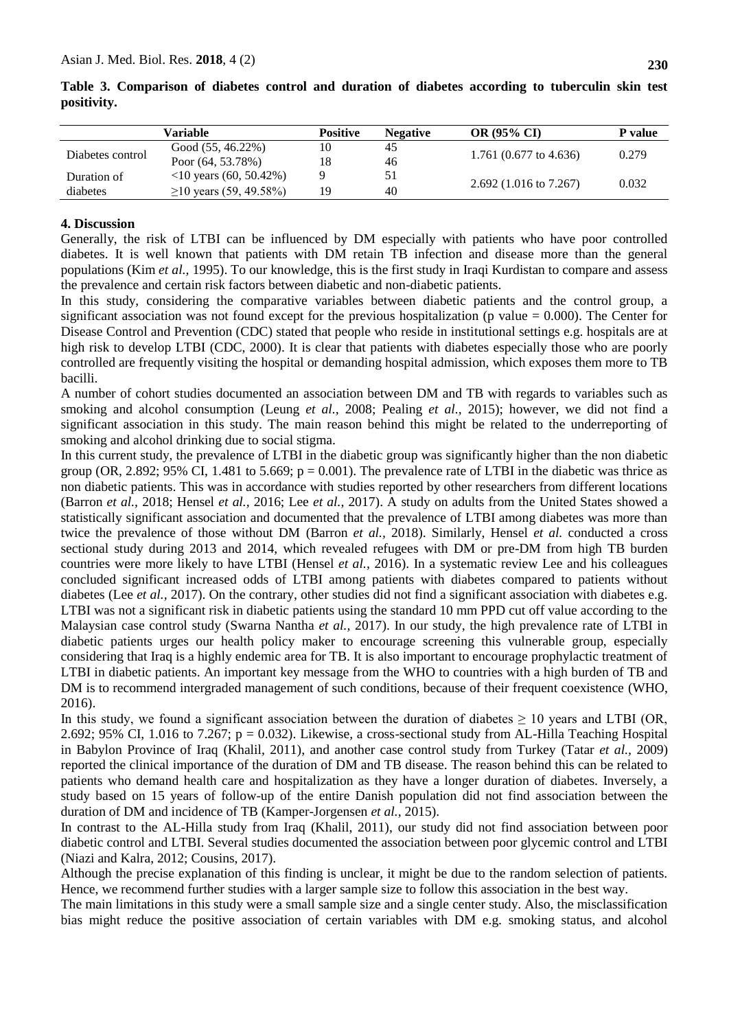**Table 3. Comparison of diabetes control and duration of diabetes according to tuberculin skin test positivity.**

| Variable | | Positive | Negative | OR (95% CI) | P value |
|---|---|---|---|---|---|
| Diabetes control | Good (55, 46.22%) | 10 | 45 | 1.761 (0.677 to 4.636) | 0.279 |
| | Poor (64, 53.78%) | 18 | 46 | | |
| Duration of diabetes | <10 years (60, 50.42%) | 9 | 51 | 2.692 (1.016 to 7.267) | 0.032 |
| | ≥10 years (59, 49.58%) | 19 | 40 | | |

## 4. Discussion

Generally, the risk of LTBI can be influenced by DM especially with patients who have poor controlled diabetes. It is well known that patients with DM retain TB infection and disease more than the general populations (Kim *et al.,* 1995). To our knowledge, this is the first study in Iraqi Kurdistan to compare and assess the prevalence and certain risk factors between diabetic and non-diabetic patients.

In this study, considering the comparative variables between diabetic patients and the control group, a significant association was not found except for the previous hospitalization (p value = 0.000). The Center for Disease Control and Prevention (CDC) stated that people who reside in institutional settings e.g. hospitals are at high risk to develop LTBI (CDC, 2000). It is clear that patients with diabetes especially those who are poorly controlled are frequently visiting the hospital or demanding hospital admission, which exposes them more to TB bacilli.

A number of cohort studies documented an association between DM and TB with regards to variables such as smoking and alcohol consumption (Leung *et al.,* 2008; Pealing *et al.,* 2015); however, we did not find a significant association in this study. The main reason behind this might be related to the underreporting of smoking and alcohol drinking due to social stigma.

In this current study, the prevalence of LTBI in the diabetic group was significantly higher than the non diabetic group (OR, 2.892; 95% CI, 1.481 to 5.669; p = 0.001). The prevalence rate of LTBI in the diabetic was thrice as non diabetic patients. This was in accordance with studies reported by other researchers from different locations (Barron *et al.,* 2018; Hensel *et al.,* 2016; Lee *et al.,* 2017). A study on adults from the United States showed a statistically significant association and documented that the prevalence of LTBI among diabetes was more than twice the prevalence of those without DM (Barron *et al.,* 2018). Similarly, Hensel *et al.* conducted a cross sectional study during 2013 and 2014, which revealed refugees with DM or pre-DM from high TB burden countries were more likely to have LTBI (Hensel *et al.,* 2016). In a systematic review Lee and his colleagues concluded significant increased odds of LTBI among patients with diabetes compared to patients without diabetes (Lee *et al.,* 2017). On the contrary, other studies did not find a significant association with diabetes e.g. LTBI was not a significant risk in diabetic patients using the standard 10 mm PPD cut off value according to the Malaysian case control study (Swarna Nantha *et al.,* 2017). In our study, the high prevalence rate of LTBI in diabetic patients urges our health policy maker to encourage screening this vulnerable group, especially considering that Iraq is a highly endemic area for TB. It is also important to encourage prophylactic treatment of LTBI in diabetic patients. An important key message from the WHO to countries with a high burden of TB and DM is to recommend intergraded management of such conditions, because of their frequent coexistence (WHO, 2016).

In this study, we found a significant association between the duration of diabetes ≥ 10 years and LTBI (OR, 2.692; 95% CI, 1.016 to 7.267; p = 0.032). Likewise, a cross-sectional study from AL-Hilla Teaching Hospital in Babylon Province of Iraq (Khalil, 2011), and another case control study from Turkey (Tatar *et al.,* 2009) reported the clinical importance of the duration of DM and TB disease. The reason behind this can be related to patients who demand health care and hospitalization as they have a longer duration of diabetes. Inversely, a study based on 15 years of follow-up of the entire Danish population did not find association between the duration of DM and incidence of TB (Kamper-Jorgensen *et al.,* 2015).

In contrast to the AL-Hilla study from Iraq (Khalil, 2011), our study did not find association between poor diabetic control and LTBI. Several studies documented the association between poor glycemic control and LTBI (Niazi and Kalra, 2012; Cousins, 2017).

Although the precise explanation of this finding is unclear, it might be due to the random selection of patients. Hence, we recommend further studies with a larger sample size to follow this association in the best way.

The main limitations in this study were a small sample size and a single center study. Also, the misclassification bias might reduce the positive association of certain variables with DM e.g. smoking status, and alcohol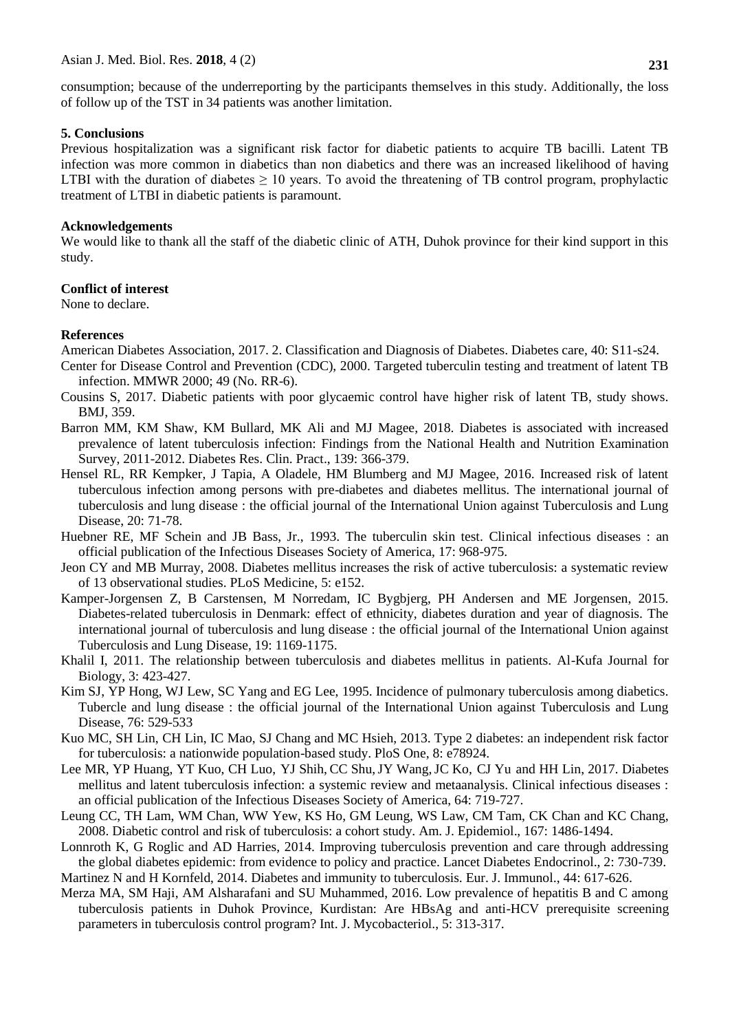consumption; because of the underreporting by the participants themselves in this study. Additionally, the loss of follow up of the TST in 34 patients was another limitation.

## 5. Conclusions

Previous hospitalization was a significant risk factor for diabetic patients to acquire TB bacilli. Latent TB infection was more common in diabetics than non diabetics and there was an increased likelihood of having LTBI with the duration of diabetes $\geq$ 10 years. To avoid the threatening of TB control program, prophylactic treatment of LTBI in diabetic patients is paramount.

## Acknowledgements

We would like to thank all the staff of the diabetic clinic of ATH, Duhok province for their kind support in this study.

## Conflict of interest

None to declare.

## References

American Diabetes Association, 2017. 2. Classification and Diagnosis of Diabetes. Diabetes care, 40: S11-s24.

Center for Disease Control and Prevention (CDC), 2000. Targeted tuberculin testing and treatment of latent TB infection. MMWR 2000; 49 (No. RR-6).

Cousins S, 2017. Diabetic patients with poor glycaemic control have higher risk of latent TB, study shows. BMJ, 359.

Barron MM, KM Shaw, KM Bullard, MK Ali and MJ Magee, 2018. Diabetes is associated with increased prevalence of latent tuberculosis infection: Findings from the National Health and Nutrition Examination Survey, 2011-2012. Diabetes Res. Clin. Pract., 139: 366-379.

Hensel RL, RR Kempker, J Tapia, A Oladele, HM Blumberg and MJ Magee, 2016. Increased risk of latent tuberculous infection among persons with pre-diabetes and diabetes mellitus. The international journal of tuberculosis and lung disease : the official journal of the International Union against Tuberculosis and Lung Disease, 20: 71-78.

Huebner RE, MF Schein and JB Bass, Jr., 1993. The tuberculin skin test. Clinical infectious diseases : an official publication of the Infectious Diseases Society of America, 17: 968-975.

Jeon CY and MB Murray, 2008. Diabetes mellitus increases the risk of active tuberculosis: a systematic review of 13 observational studies. PLoS Medicine, 5: e152.

Kamper-Jorgensen Z, B Carstensen, M Norredam, IC Bygbjerg, PH Andersen and ME Jorgensen, 2015. Diabetes-related tuberculosis in Denmark: effect of ethnicity, diabetes duration and year of diagnosis. The international journal of tuberculosis and lung disease : the official journal of the International Union against Tuberculosis and Lung Disease, 19: 1169-1175.

Khalil I, 2011. The relationship between tuberculosis and diabetes mellitus in patients. Al-Kufa Journal for Biology, 3: 423-427.

Kim SJ, YP Hong, WJ Lew, SC Yang and EG Lee, 1995. Incidence of pulmonary tuberculosis among diabetics. Tubercle and lung disease : the official journal of the International Union against Tuberculosis and Lung Disease, 76: 529-533

Kuo MC, SH Lin, CH Lin, IC Mao, SJ Chang and MC Hsieh, 2013. Type 2 diabetes: an independent risk factor for tuberculosis: a nationwide population-based study. PloS One, 8: e78924.

Lee MR, YP Huang, YT Kuo, CH Luo, YJ Shih, CC Shu, JY Wang, JC Ko, CJ Yu and HH Lin, 2017. Diabetes mellitus and latent tuberculosis infection: a systemic review and metaanalysis. Clinical infectious diseases : an official publication of the Infectious Diseases Society of America, 64: 719-727.

Leung CC, TH Lam, WM Chan, WW Yew, KS Ho, GM Leung, WS Law, CM Tam, CK Chan and KC Chang, 2008. Diabetic control and risk of tuberculosis: a cohort study. Am. J. Epidemiol., 167: 1486-1494.

Lonnroth K, G Roglic and AD Harries, 2014. Improving tuberculosis prevention and care through addressing the global diabetes epidemic: from evidence to policy and practice. Lancet Diabetes Endocrinol., 2: 730-739.

Martinez N and H Kornfeld, 2014. Diabetes and immunity to tuberculosis. Eur. J. Immunol., 44: 617-626.

Merza MA, SM Haji, AM Alsharafani and SU Muhammed, 2016. Low prevalence of hepatitis B and C among tuberculosis patients in Duhok Province, Kurdistan: Are HBsAg and anti-HCV prerequisite screening parameters in tuberculosis control program? Int. J. Mycobacteriol., 5: 313-317.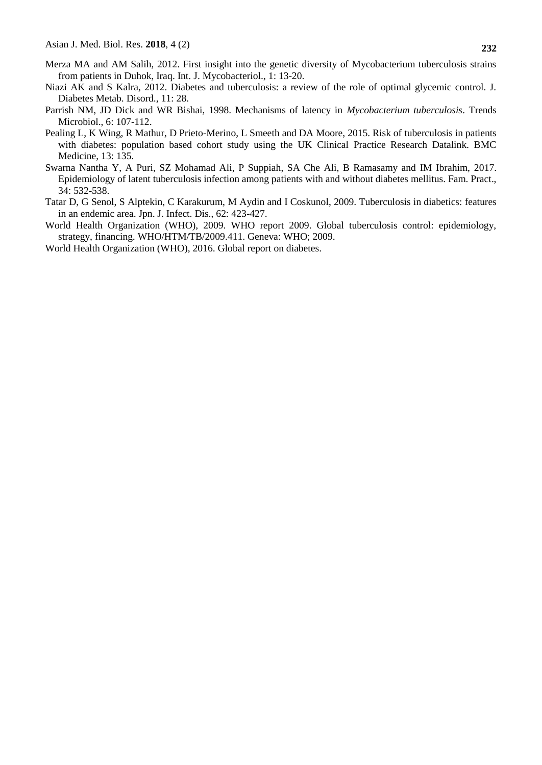Merza MA and AM Salih, 2012. First insight into the genetic diversity of Mycobacterium tuberculosis strains from patients in Duhok, Iraq. Int. J. Mycobacteriol., 1: 13-20.

Niazi AK and S Kalra, 2012. Diabetes and tuberculosis: a review of the role of optimal glycemic control. J. Diabetes Metab. Disord., 11: 28.

Parrish NM, JD Dick and WR Bishai, 1998. Mechanisms of latency in *Mycobacterium tuberculosis*. Trends Microbiol., 6: 107-112.

Pealing L, K Wing, R Mathur, D Prieto-Merino, L Smeeth and DA Moore, 2015. Risk of tuberculosis in patients with diabetes: population based cohort study using the UK Clinical Practice Research Datalink. BMC Medicine, 13: 135.

Swarna Nantha Y, A Puri, SZ Mohamad Ali, P Suppiah, SA Che Ali, B Ramasamy and IM Ibrahim, 2017. Epidemiology of latent tuberculosis infection among patients with and without diabetes mellitus. Fam. Pract., 34: 532-538.

Tatar D, G Senol, S Alptekin, C Karakurum, M Aydin and I Coskunol, 2009. Tuberculosis in diabetics: features in an endemic area. Jpn. J. Infect. Dis., 62: 423-427.

World Health Organization (WHO), 2009. WHO report 2009. Global tuberculosis control: epidemiology, strategy, financing. WHO/HTM/TB/2009.411. Geneva: WHO; 2009.

World Health Organization (WHO), 2016. Global report on diabetes.